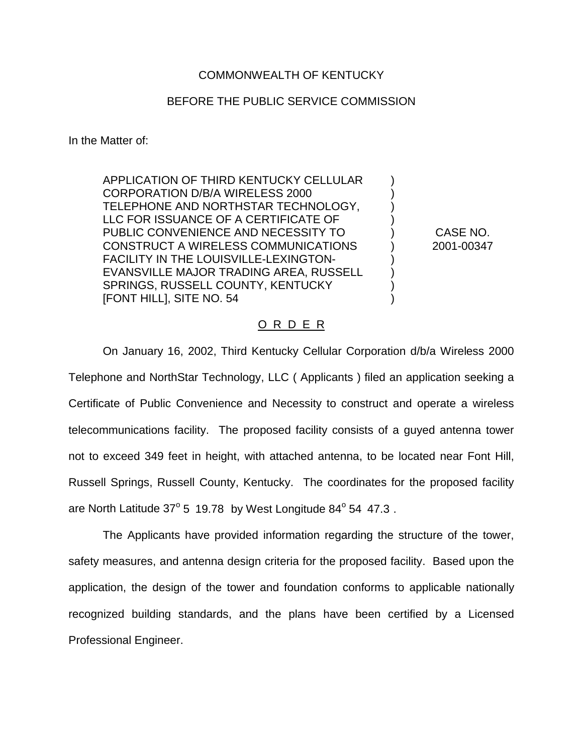COMMONWEALTH OF KENTUCKY

BEFORE THE PUBLIC SERVICE COMMISSION

In the Matter of:

| | | |
|---|---|---|
| APPLICATION OF THIRD KENTUCKY CELLULAR CORPORATION D/B/A WIRELESS 2000 TELEPHONE AND NORTHSTAR TECHNOLOGY, LLC FOR ISSUANCE OF A CERTIFICATE OF PUBLIC CONVENIENCE AND NECESSITY TO CONSTRUCT A WIRELESS COMMUNICATIONS FACILITY IN THE LOUISVILLE-LEXINGTON-EVANSVILLE MAJOR TRADING AREA, RUSSELL SPRINGS, RUSSELL COUNTY, KENTUCKY [FONT HILL], SITE NO. 54 | ) | CASE NO. 2001-00347 |

O R D E R

On January 16, 2002, Third Kentucky Cellular Corporation d/b/a Wireless 2000 Telephone and NorthStar Technology, LLC ( Applicants ) filed an application seeking a Certificate of Public Convenience and Necessity to construct and operate a wireless telecommunications facility. The proposed facility consists of a guyed antenna tower not to exceed 349 feet in height, with attached antenna, to be located near Font Hill, Russell Springs, Russell County, Kentucky. The coordinates for the proposed facility are North Latitude 37° 5 19.78 by West Longitude 84° 54 47.3 .

The Applicants have provided information regarding the structure of the tower, safety measures, and antenna design criteria for the proposed facility. Based upon the application, the design of the tower and foundation conforms to applicable nationally recognized building standards, and the plans have been certified by a Licensed Professional Engineer.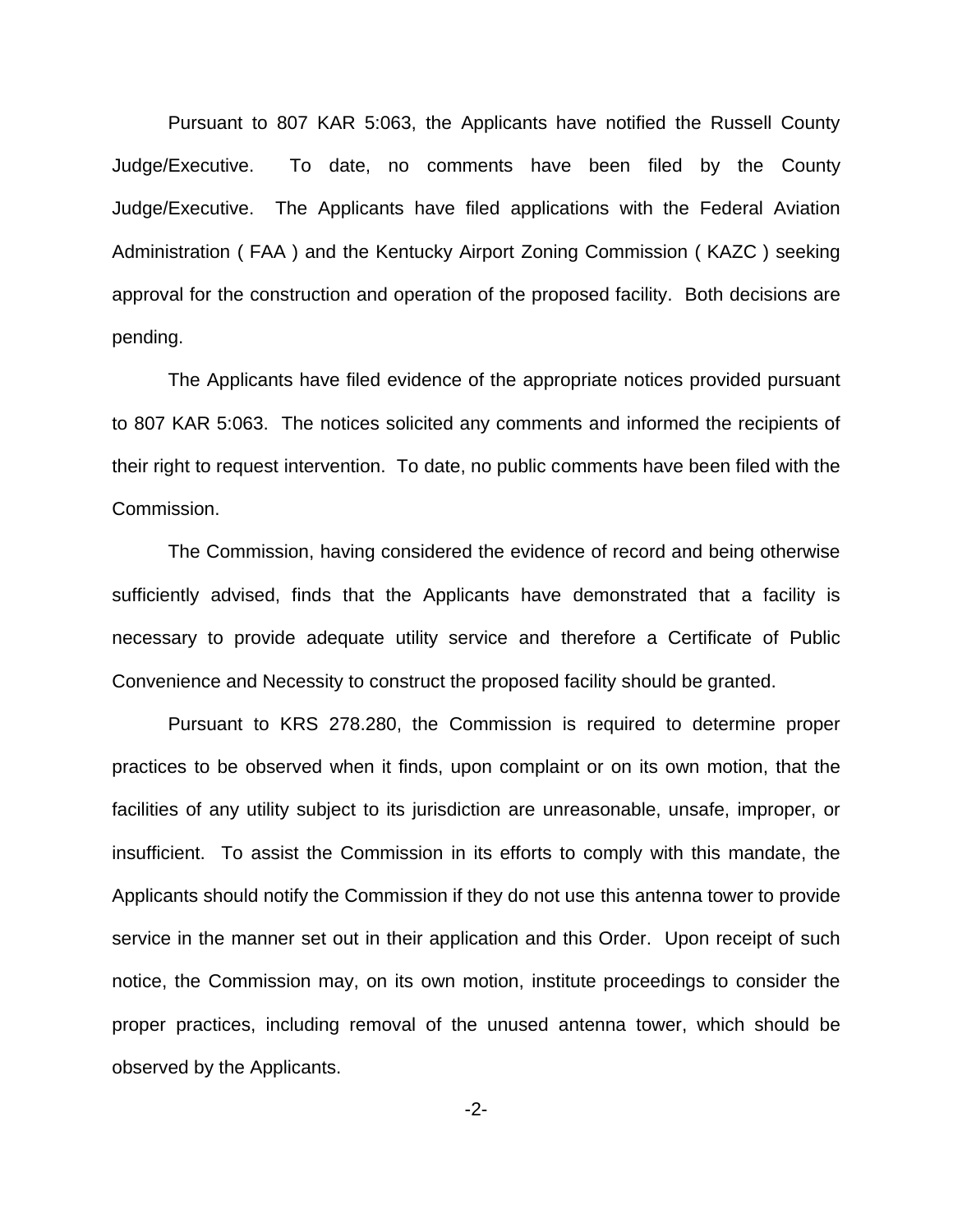Pursuant to 807 KAR 5:063, the Applicants have notified the Russell County Judge/Executive. To date, no comments have been filed by the County Judge/Executive. The Applicants have filed applications with the Federal Aviation Administration ( FAA ) and the Kentucky Airport Zoning Commission ( KAZC ) seeking approval for the construction and operation of the proposed facility. Both decisions are pending.

The Applicants have filed evidence of the appropriate notices provided pursuant to 807 KAR 5:063. The notices solicited any comments and informed the recipients of their right to request intervention. To date, no public comments have been filed with the Commission.

The Commission, having considered the evidence of record and being otherwise sufficiently advised, finds that the Applicants have demonstrated that a facility is necessary to provide adequate utility service and therefore a Certificate of Public Convenience and Necessity to construct the proposed facility should be granted.

Pursuant to KRS 278.280, the Commission is required to determine proper practices to be observed when it finds, upon complaint or on its own motion, that the facilities of any utility subject to its jurisdiction are unreasonable, unsafe, improper, or insufficient. To assist the Commission in its efforts to comply with this mandate, the Applicants should notify the Commission if they do not use this antenna tower to provide service in the manner set out in their application and this Order. Upon receipt of such notice, the Commission may, on its own motion, institute proceedings to consider the proper practices, including removal of the unused antenna tower, which should be observed by the Applicants.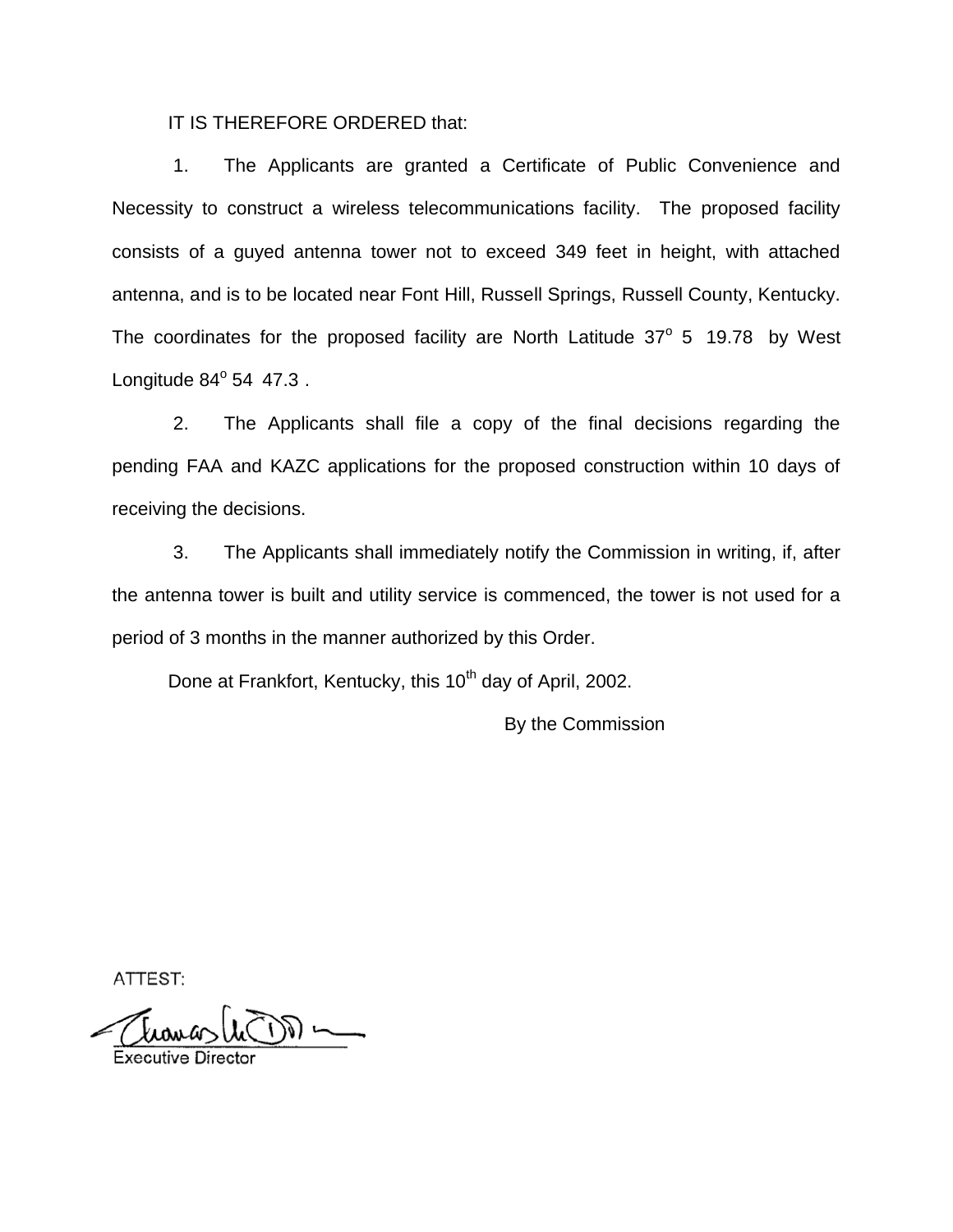IT IS THEREFORE ORDERED that:

1. The Applicants are granted a Certificate of Public Convenience and Necessity to construct a wireless telecommunications facility. The proposed facility consists of a guyed antenna tower not to exceed 349 feet in height, with attached antenna, and is to be located near Font Hill, Russell Springs, Russell County, Kentucky. The coordinates for the proposed facility are North Latitude 37$^o$ 5 19.78 by West Longitude 84$^o$ 54 47.3 .

2. The Applicants shall file a copy of the final decisions regarding the pending FAA and KAZC applications for the proposed construction within 10 days of receiving the decisions.

3. The Applicants shall immediately notify the Commission in writing, if, after the antenna tower is built and utility service is commenced, the tower is not used for a period of 3 months in the manner authorized by this Order.

Done at Frankfort, Kentucky, this 10th day of April, 2002.

By the Commission

ATTEST:

Executive Director